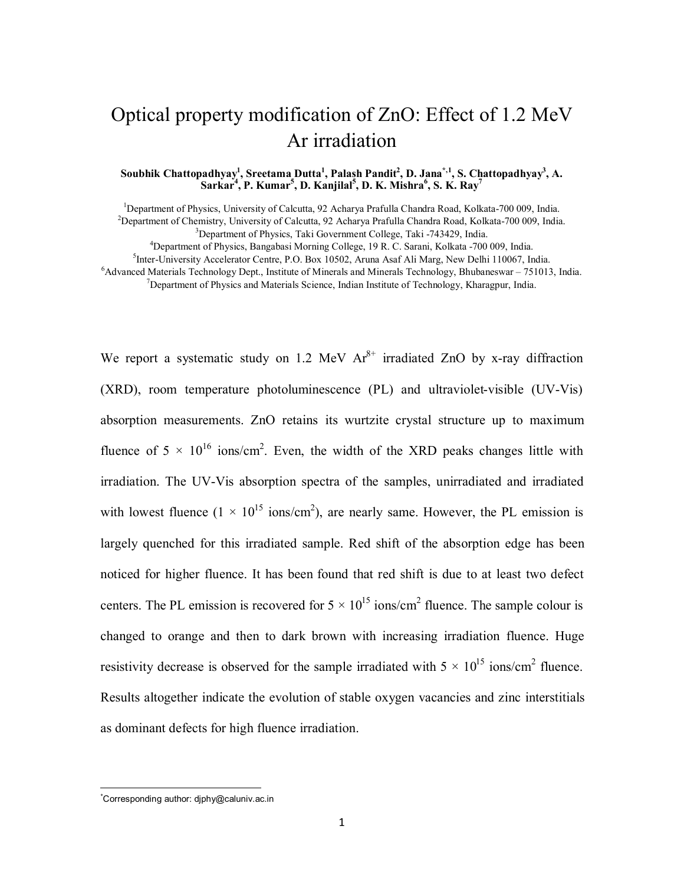# Optical property modification of ZnO: Effect of 1.2 MeV Ar irradiation

**Soubhik Chattopadhyay[1], Sreetama Dutta[1], Palash Pandit[2], D. Jana[*,1], S. Chattopadhyay[3], A. Sarkar[4], P. Kumar[5], D. Kanjilal[5], D. K. Mishra[6], S. K. Ray[7]**

[1]Department of Physics, University of Calcutta, 92 Acharya Prafulla Chandra Road, Kolkata-700 009, India.
[2]Department of Chemistry, University of Calcutta, 92 Acharya Prafulla Chandra Road, Kolkata-700 009, India.
[3]Department of Physics, Taki Government College, Taki -743429, India.
[4]Department of Physics, Bangabasi Morning College, 19 R. C. Sarani, Kolkata -700 009, India.
[5]Inter-University Accelerator Centre, P.O. Box 10502, Aruna Asaf Ali Marg, New Delhi 110067, India.
[6]Advanced Materials Technology Dept., Institute of Minerals and Minerals Technology, Bhubaneswar – 751013, India.
[7]Department of Physics and Materials Science, Indian Institute of Technology, Kharagpur, India.

We report a systematic study on 1.2 MeV $Ar^{8+}$ irradiated ZnO by x-ray diffraction (XRD), room temperature photoluminescence (PL) and ultraviolet-visible (UV-Vis) absorption measurements. ZnO retains its wurtzite crystal structure up to maximum fluence of $5 \times 10^{16}$ ions/cm$^2$. Even, the width of the XRD peaks changes little with irradiation. The UV-Vis absorption spectra of the samples, unirradiated and irradiated with lowest fluence ($1 \times 10^{15}$ ions/cm$^2$), are nearly same. However, the PL emission is largely quenched for this irradiated sample. Red shift of the absorption edge has been noticed for higher fluence. It has been found that red shift is due to at least two defect centers. The PL emission is recovered for $5 \times 10^{15}$ ions/cm$^2$ fluence. The sample colour is changed to orange and then to dark brown with increasing irradiation fluence. Huge resistivity decrease is observed for the sample irradiated with $5 \times 10^{15}$ ions/cm$^2$ fluence. Results altogether indicate the evolution of stable oxygen vacancies and zinc interstitials as dominant defects for high fluence irradiation.

---

[*]Corresponding author: djphy@caluniv.ac.in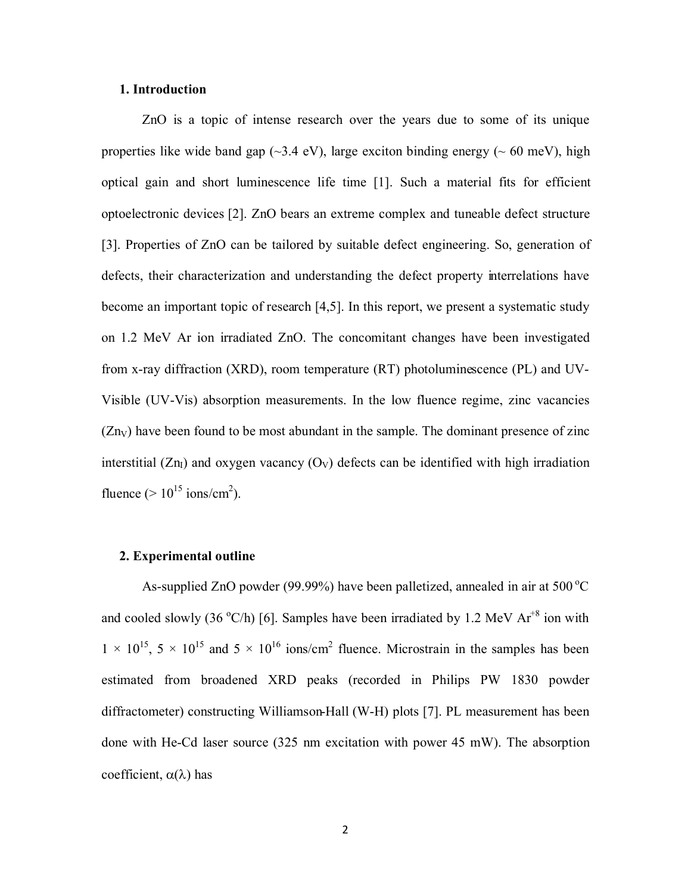## 1. Introduction

ZnO is a topic of intense research over the years due to some of its unique properties like wide band gap (~3.4 eV), large exciton binding energy (~ 60 meV), high optical gain and short luminescence life time [1]. Such a material fits for efficient optoelectronic devices [2]. ZnO bears an extreme complex and tuneable defect structure [3]. Properties of ZnO can be tailored by suitable defect engineering. So, generation of defects, their characterization and understanding the defect property interrelations have become an important topic of research [4,5]. In this report, we present a systematic study on 1.2 MeV Ar ion irradiated ZnO. The concomitant changes have been investigated from x-ray diffraction (XRD), room temperature (RT) photoluminescence (PL) and UV-Visible (UV-Vis) absorption measurements. In the low fluence regime, zinc vacancies ($Zn_V$) have been found to be most abundant in the sample. The dominant presence of zinc interstitial ($Zn_I$) and oxygen vacancy ($O_V$) defects can be identified with high irradiation fluence (> $10^{15}$ ions/cm$^2$).

## 2. Experimental outline

As-supplied ZnO powder (99.99%) have been palletized, annealed in air at 500 $^oC$ and cooled slowly (36 $^oC/h$) [6]. Samples have been irradiated by 1.2 MeV $Ar^{+8}$ ion with $1 \times 10^{15}$, $5 \times 10^{15}$ and $5 \times 10^{16}$ ions/cm$^2$ fluence. Microstrain in the samples has been estimated from broadened XRD peaks (recorded in Philips PW 1830 powder diffractometer) constructing Williamson-Hall (W-H) plots [7]. PL measurement has been done with He-Cd laser source (325 nm excitation with power 45 mW). The absorption coefficient, $\alpha(\lambda)$ has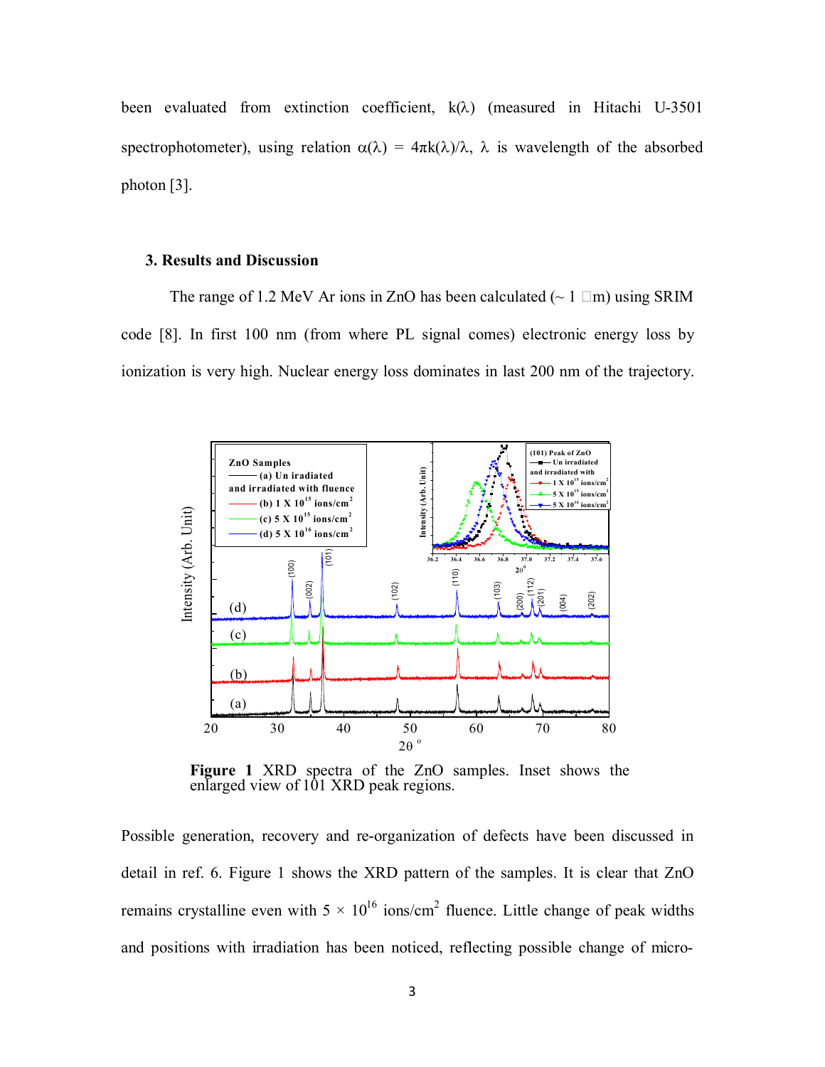been evaluated from extinction coefficient, $k(\lambda)$ (measured in Hitachi U-3501 spectrophotometer), using relation $\alpha(\lambda) = 4\pi k(\lambda)/\lambda$, $\lambda$ is wavelength of the absorbed photon [3].

### 3. Results and Discussion

The range of 1.2 MeV Ar ions in ZnO has been calculated (~ 1 μm) using SRIM code [8]. In first 100 nm (from where PL signal comes) electronic energy loss by ionization is very high. Nuclear energy loss dominates in last 200 nm of the trajectory.

**Figure 1** XRD spectra of the ZnO samples. Inset shows the enlarged view of 101 XRD peak regions.

Possible generation, recovery and re-organization of defects have been discussed in detail in ref. 6. Figure 1 shows the XRD pattern of the samples. It is clear that ZnO remains crystalline even with $5 \times 10^{16}$ ions/cm$^2$ fluence. Little change of peak widths and positions with irradiation has been noticed, reflecting possible change of micro-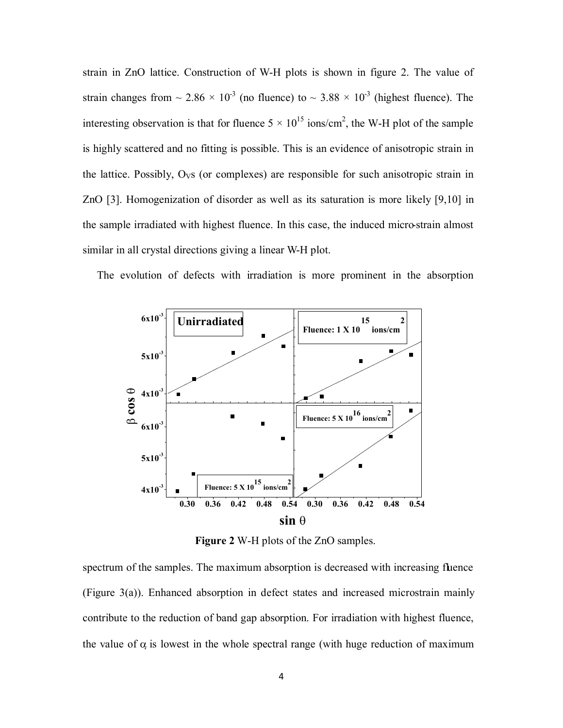strain in ZnO lattice. Construction of W-H plots is shown in figure 2. The value of strain changes from ~ $2.86 \times 10^{-3}$ (no fluence) to ~ $3.88 \times 10^{-3}$ (highest fluence). The interesting observation is that for fluence $5 \times 10^{15}$ ions/cm$^2$, the W-H plot of the sample is highly scattered and no fitting is possible. This is an evidence of anisotropic strain in the lattice. Possibly, $O_V$s (or complexes) are responsible for such anisotropic strain in ZnO [3]. Homogenization of disorder as well as its saturation is more likely [9,10] in the sample irradiated with highest fluence. In this case, the induced micro-strain almost similar in all crystal directions giving a linear W-H plot.

The evolution of defects with irradiation is more prominent in the absorption spectrum of the samples. The maximum absorption is decreased with increasing fluence (Figure 3(a)). Enhanced absorption in defect states and increased microstrain mainly contribute to the reduction of band gap absorption. For irradiation with highest fluence, the value of $\alpha$ is lowest in the whole spectral range (with huge reduction of maximum

**Figure 2** W-H plots of the ZnO samples.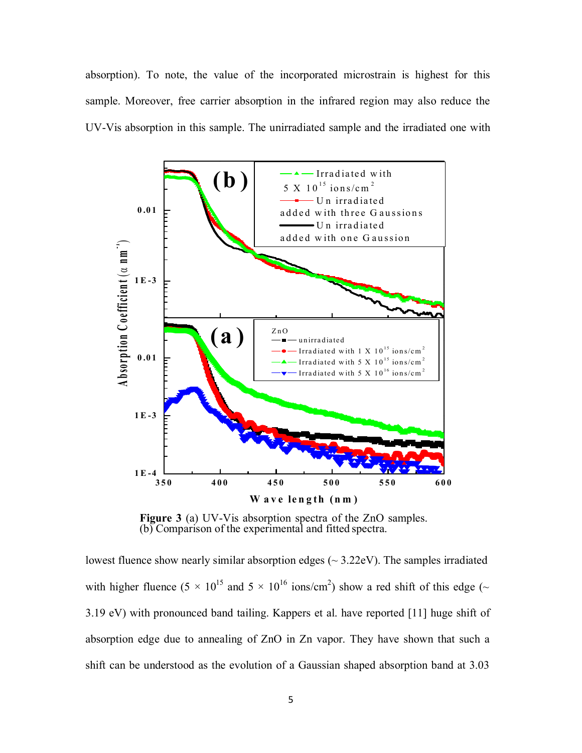absorption). To note, the value of the incorporated microstrain is highest for this sample. Moreover, free carrier absorption in the infrared region may also reduce the UV-Vis absorption in this sample. The unirradiated sample and the irradiated one with

**Figure 3** (a) UV-Vis absorption spectra of the ZnO samples. (b) Comparison of the experimental and fitted spectra.

lowest fluence show nearly similar absorption edges (~ 3.22eV). The samples irradiated with higher fluence ($5 \times 10^{15}$ and $5 \times 10^{16}$ ions/cm$^2$) show a red shift of this edge (~ 3.19 eV) with pronounced band tailing. Kappers et al. have reported [11] huge shift of absorption edge due to annealing of ZnO in Zn vapor. They have shown that such a shift can be understood as the evolution of a Gaussian shaped absorption band at 3.03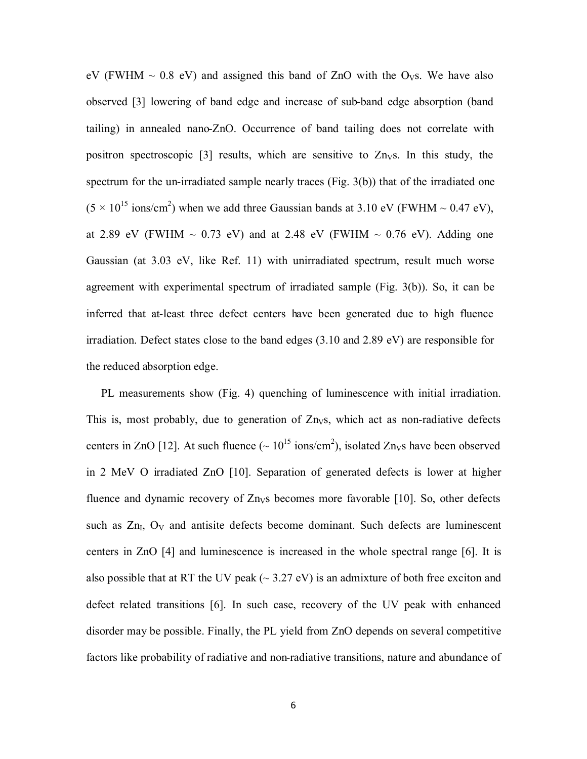eV (FWHM ~ 0.8 eV) and assigned this band of ZnO with the $O_V$s. We have also observed [3] lowering of band edge and increase of sub-band edge absorption (band tailing) in annealed nano-ZnO. Occurrence of band tailing does not correlate with positron spectroscopic [3] results, which are sensitive to $Zn_V$s. In this study, the spectrum for the un-irradiated sample nearly traces (Fig. 3(b)) that of the irradiated one ($5 \times 10^{15}$ ions/cm$^2$) when we add three Gaussian bands at 3.10 eV (FWHM ~ 0.47 eV), at 2.89 eV (FWHM ~ 0.73 eV) and at 2.48 eV (FWHM ~ 0.76 eV). Adding one Gaussian (at 3.03 eV, like Ref. 11) with unirradiated spectrum, result much worse agreement with experimental spectrum of irradiated sample (Fig. 3(b)). So, it can be inferred that at-least three defect centers have been generated due to high fluence irradiation. Defect states close to the band edges (3.10 and 2.89 eV) are responsible for the reduced absorption edge.

PL measurements show (Fig. 4) quenching of luminescence with initial irradiation. This is, most probably, due to generation of $Zn_V$s, which act as non-radiative defects centers in ZnO [12]. At such fluence (~ $10^{15}$ ions/cm$^2$), isolated $Zn_V$s have been observed in 2 MeV O irradiated ZnO [10]. Separation of generated defects is lower at higher fluence and dynamic recovery of $Zn_V$s becomes more favorable [10]. So, other defects such as $Zn_I$, $O_V$ and antisite defects become dominant. Such defects are luminescent centers in ZnO [4] and luminescence is increased in the whole spectral range [6]. It is also possible that at RT the UV peak (~ 3.27 eV) is an admixture of both free exciton and defect related transitions [6]. In such case, recovery of the UV peak with enhanced disorder may be possible. Finally, the PL yield from ZnO depends on several competitive factors like probability of radiative and non-radiative transitions, nature and abundance of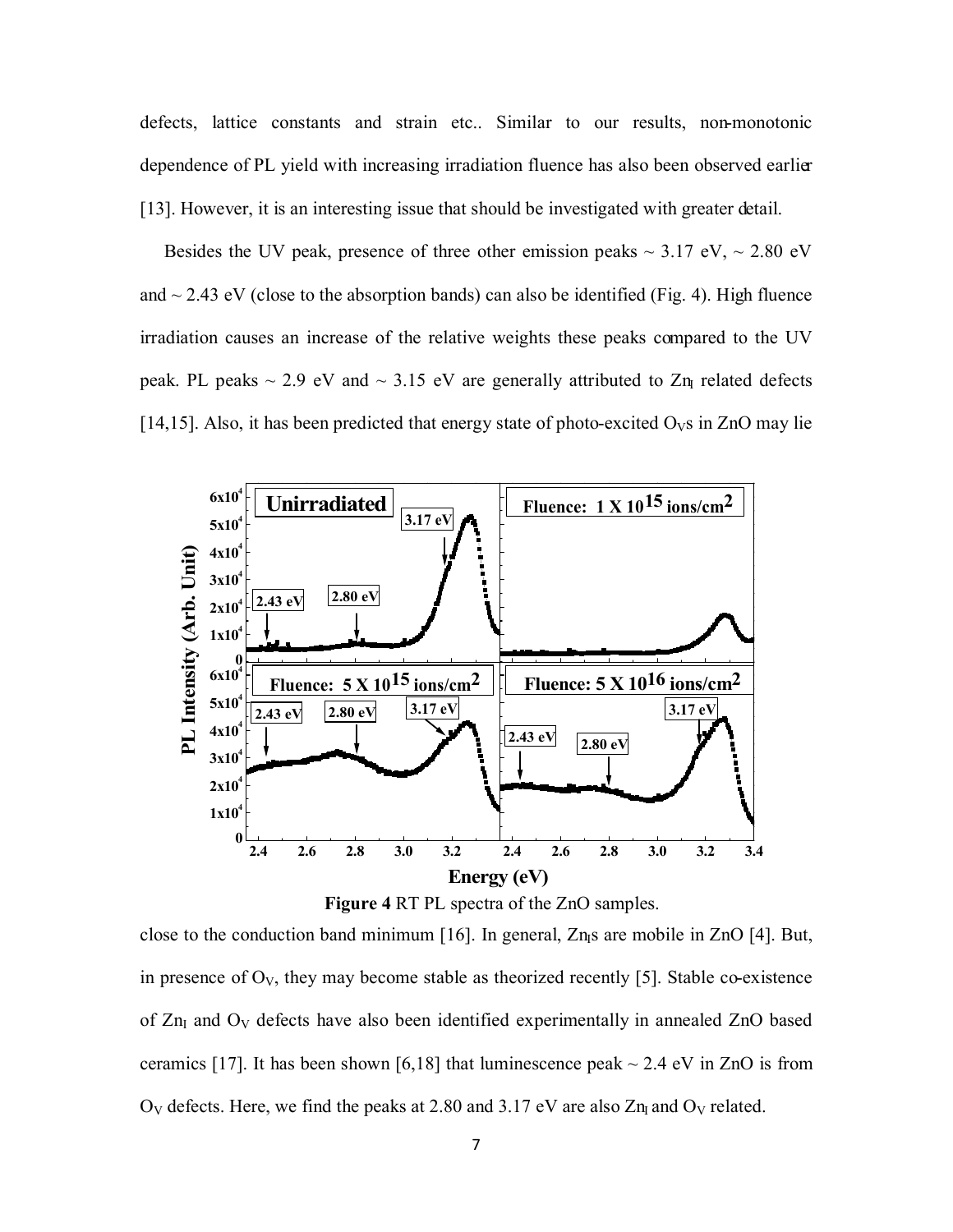defects, lattice constants and strain etc.. Similar to our results, non-monotonic dependence of PL yield with increasing irradiation fluence has also been observed earlier [13]. However, it is an interesting issue that should be investigated with greater detail.

Besides the UV peak, presence of three other emission peaks ~ 3.17 eV, ~ 2.80 eV and ~ 2.43 eV (close to the absorption bands) can also be identified (Fig. 4). High fluence irradiation causes an increase of the relative weights these peaks compared to the UV peak. PL peaks ~ 2.9 eV and ~ 3.15 eV are generally attributed to $Zn_I$ related defects [14,15]. Also, it has been predicted that energy state of photo-excited $O_V$s in ZnO may lie

**Figure 4** RT PL spectra of the ZnO samples.

close to the conduction band minimum [16]. In general, $Zn_I$s are mobile in ZnO [4]. But, in presence of $O_V$, they may become stable as theorized recently [5]. Stable co-existence of $Zn_I$ and $O_V$ defects have also been identified experimentally in annealed ZnO based ceramics [17]. It has been shown [6,18] that luminescence peak ~ 2.4 eV in ZnO is from $O_V$ defects. Here, we find the peaks at 2.80 and 3.17 eV are also $Zn_I$ and $O_V$ related.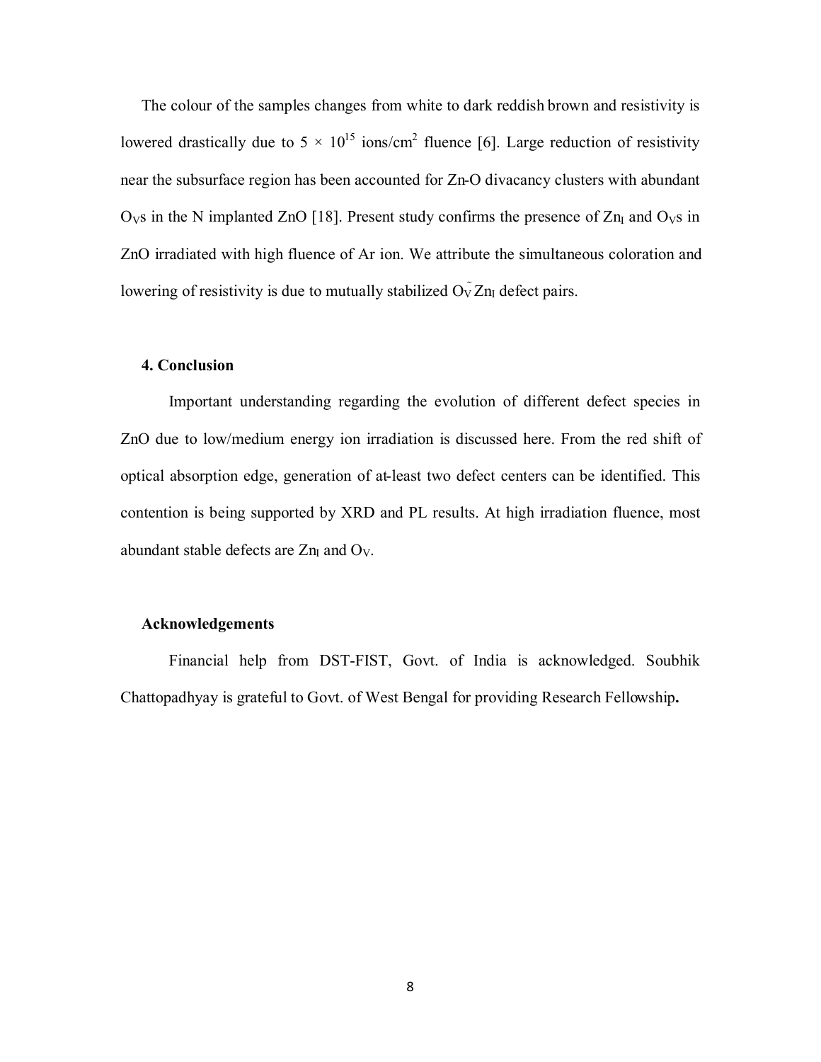The colour of the samples changes from white to dark reddish brown and resistivity is lowered drastically due to $5 \times 10^{15}$ ions/cm$^2$ fluence [6]. Large reduction of resistivity near the subsurface region has been accounted for Zn-O divacancy clusters with abundant $O_V$s in the N implanted ZnO [18]. Present study confirms the presence of $Zn_I$ and $O_V$s in ZnO irradiated with high fluence of Ar ion. We attribute the simultaneous coloration and lowering of resistivity is due to mutually stabilized $O_V^{\sim}Zn_I$ defect pairs.

## 4. Conclusion

Important understanding regarding the evolution of different defect species in ZnO due to low/medium energy ion irradiation is discussed here. From the red shift of optical absorption edge, generation of at-least two defect centers can be identified. This contention is being supported by XRD and PL results. At high irradiation fluence, most abundant stable defects are $Zn_I$ and $O_V$.

## Acknowledgements

Financial help from DST-FIST, Govt. of India is acknowledged. Soubhik Chattopadhyay is grateful to Govt. of West Bengal for providing Research Fellowship**.**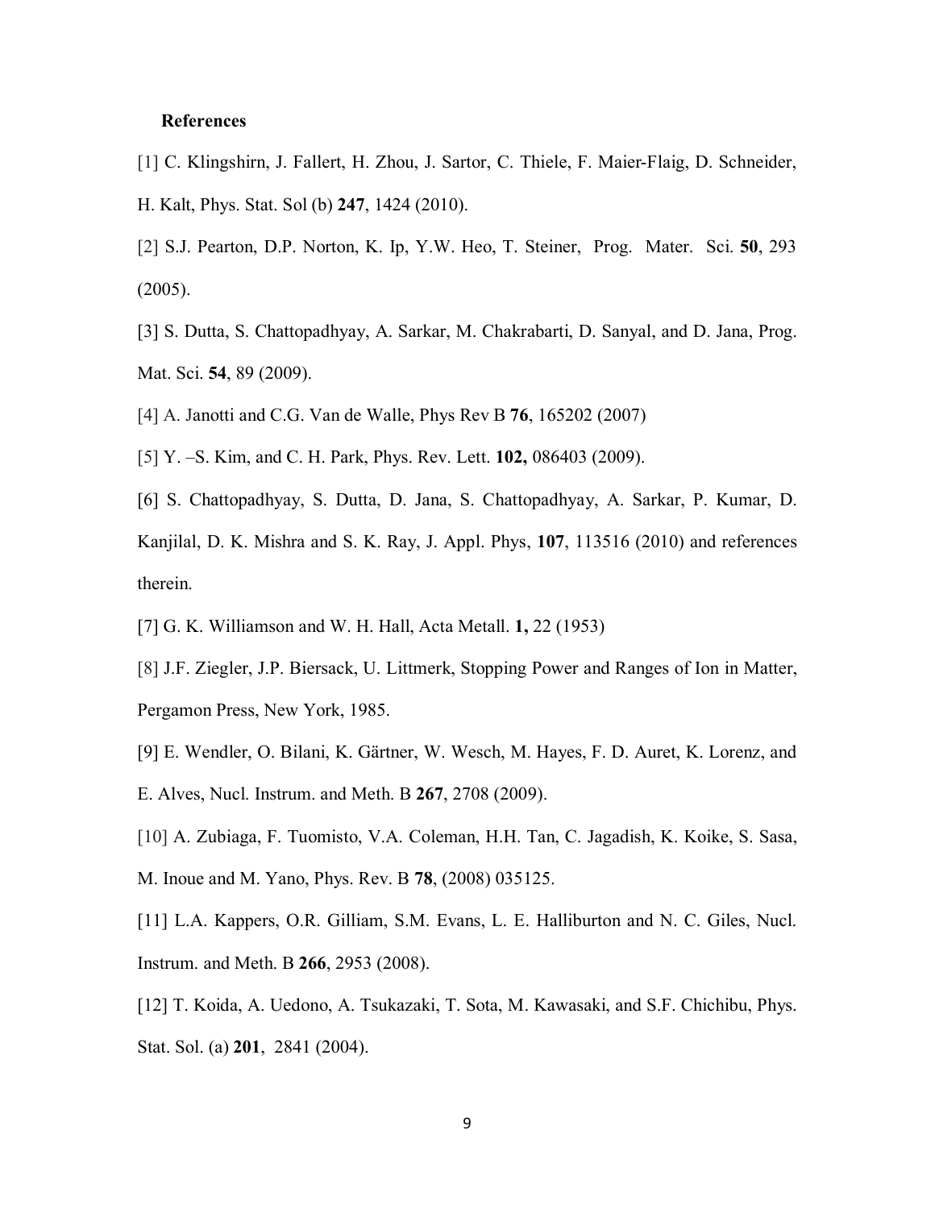**References**

[1] C. Klingshirn, J. Fallert, H. Zhou, J. Sartor, C. Thiele, F. Maier-Flaig, D. Schneider, H. Kalt, Phys. Stat. Sol (b) **247**, 1424 (2010).

[2] S.J. Pearton, D.P. Norton, K. Ip, Y.W. Heo, T. Steiner, Prog. Mater. Sci. **50**, 293 (2005).

[3] S. Dutta, S. Chattopadhyay, A. Sarkar, M. Chakrabarti, D. Sanyal, and D. Jana, Prog. Mat. Sci. **54**, 89 (2009).

[4] A. Janotti and C.G. Van de Walle, Phys Rev B **76**, 165202 (2007)

[5] Y. –S. Kim, and C. H. Park, Phys. Rev. Lett. **102,** 086403 (2009).

[6] S. Chattopadhyay, S. Dutta, D. Jana, S. Chattopadhyay, A. Sarkar, P. Kumar, D. Kanjilal, D. K. Mishra and S. K. Ray, J. Appl. Phys, **107**, 113516 (2010) and references therein.

[7] G. K. Williamson and W. H. Hall, Acta Metall. **1,** 22 (1953)

[8] J.F. Ziegler, J.P. Biersack, U. Littmerk, Stopping Power and Ranges of Ion in Matter, Pergamon Press, New York, 1985.

[9] E. Wendler, O. Bilani, K. Gärtner, W. Wesch, M. Hayes, F. D. Auret, K. Lorenz, and E. Alves, Nucl. Instrum. and Meth. B **267**, 2708 (2009).

[10] A. Zubiaga, F. Tuomisto, V.A. Coleman, H.H. Tan, C. Jagadish, K. Koike, S. Sasa, M. Inoue and M. Yano, Phys. Rev. B **78**, (2008) 035125.

[11] L.A. Kappers, O.R. Gilliam, S.M. Evans, L. E. Halliburton and N. C. Giles, Nucl. Instrum. and Meth. B **266**, 2953 (2008).

[12] T. Koida, A. Uedono, A. Tsukazaki, T. Sota, M. Kawasaki, and S.F. Chichibu, Phys. Stat. Sol. (a) **201**, 2841 (2004).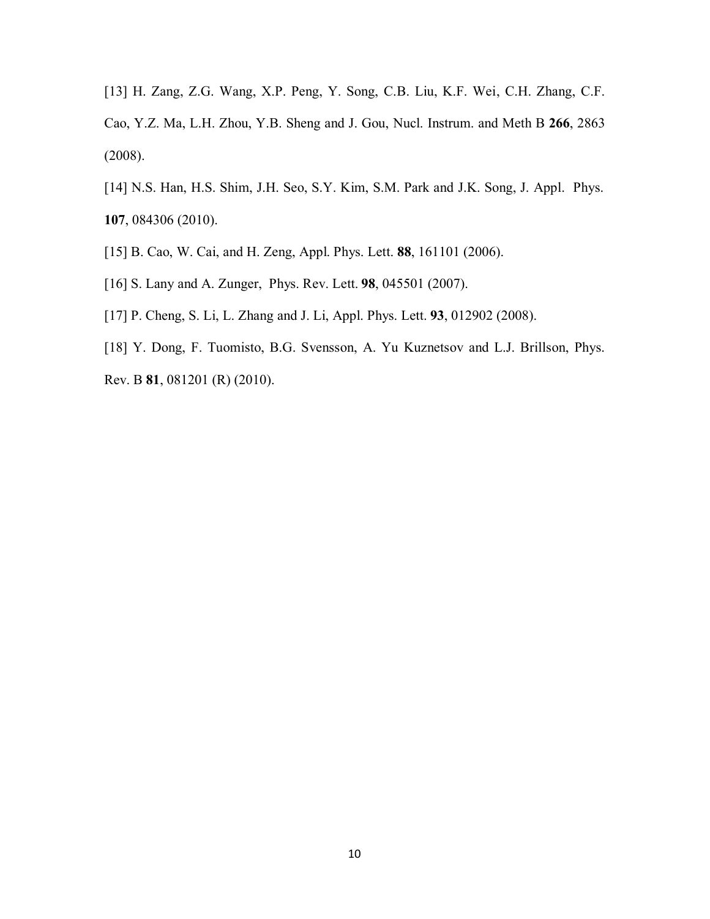[13] H. Zang, Z.G. Wang, X.P. Peng, Y. Song, C.B. Liu, K.F. Wei, C.H. Zhang, C.F. Cao, Y.Z. Ma, L.H. Zhou, Y.B. Sheng and J. Gou, Nucl. Instrum. and Meth B **266**, 2863 (2008).

[14] N.S. Han, H.S. Shim, J.H. Seo, S.Y. Kim, S.M. Park and J.K. Song, J. Appl. Phys. **107**, 084306 (2010).

[15] B. Cao, W. Cai, and H. Zeng, Appl. Phys. Lett. **88**, 161101 (2006).

[16] S. Lany and A. Zunger, Phys. Rev. Lett. **98**, 045501 (2007).

[17] P. Cheng, S. Li, L. Zhang and J. Li, Appl. Phys. Lett. **93**, 012902 (2008).

[18] Y. Dong, F. Tuomisto, B.G. Svensson, A. Yu Kuznetsov and L.J. Brillson, Phys. Rev. B **81**, 081201 (R) (2010).